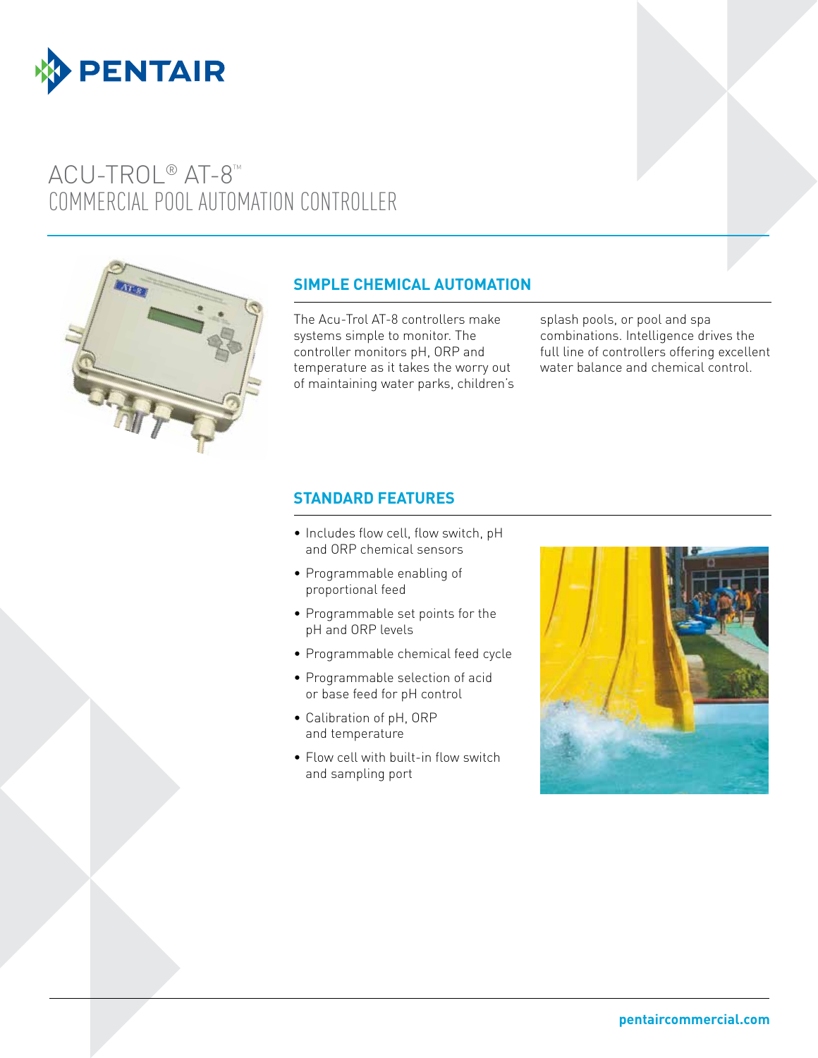# ACU-TROL® AT-8™
## COMMERCIAL POOL AUTOMATION CONTROLLER

### SIMPLE CHEMICAL AUTOMATION

The Acu-Trol AT-8 controllers make systems simple to monitor. The controller monitors pH, ORP and temperature as it takes the worry out of maintaining water parks, children's splash pools, or pool and spa combinations. Intelligence drives the full line of controllers offering excellent water balance and chemical control.

### STANDARD FEATURES

- Includes flow cell, flow switch, pH and ORP chemical sensors
- Programmable enabling of proportional feed
- Programmable set points for the pH and ORP levels
- Programmable chemical feed cycle
- Programmable selection of acid or base feed for pH control
- Calibration of pH, ORP and temperature
- Flow cell with built-in flow switch and sampling port

pentaircommercial.com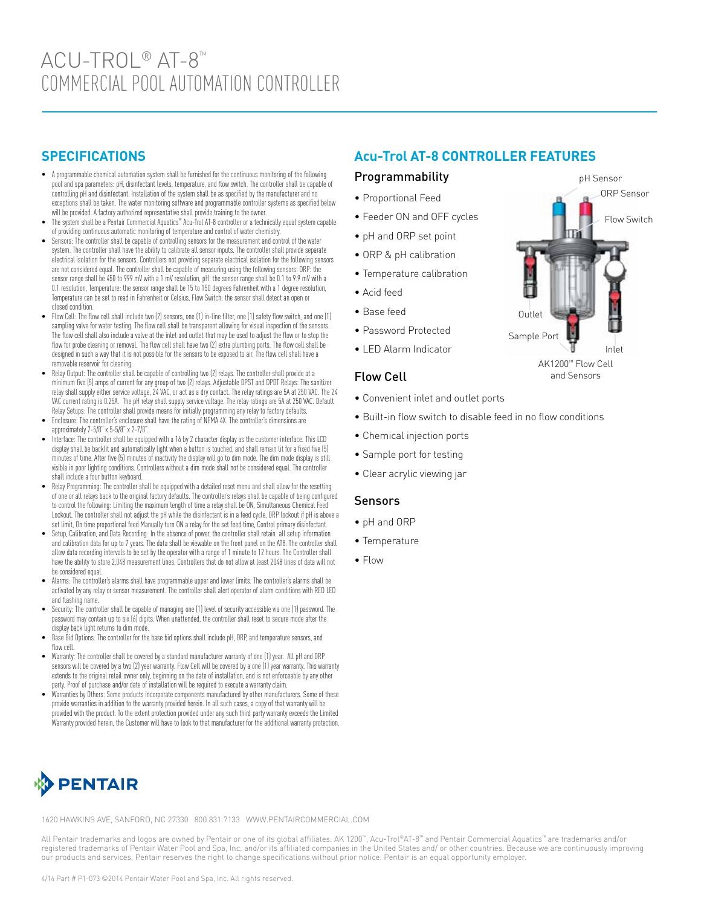# ACU-TROL® AT-8™
# COMMERCIAL POOL AUTOMATION CONTROLLER

## SPECIFICATIONS

- A programmable chemical automation system shall be furnished for the continuous monitoring of the following pool and spa parameters: pH, disinfectant levels, temperature, and flow switch. The controller shall be capable of controlling pH and disinfectant. Installation of the system shall be as specified by the manufacturer and no exceptions shall be taken. The water monitoring software and programmable controller systems as specified below will be provided. A factory authorized representative shall provide training to the owner.
- The system shall be a Pentair Commercial Aquatics™ Acu-Trol AT-8 controller or a technically equal system capable of providing continuous automatic monitoring of temperature and control of water chemistry.
- Sensors: The controller shall be capable of controlling sensors for the measurement and control of the water system. The controller shall have the ability to calibrate all sensor inputs. The controller shall provide separate electrical isolation for the sensors. Controllers not providing separate electrical isolation for the following sensors are not considered equal. The controller shall be capable of measuring using the following sensors: ORP: the sensor range shall be 450 to 999 mV with a 1 mV resolution, pH: the sensor range shall be 0.1 to 9.9 mV with a 0.1 resolution, Temperature: the sensor range shall be 15 to 150 degrees Fahrenheit with a 1 degree resolution, Temperature can be set to read in Fahrenheit or Celsius, Flow Switch: the sensor shall detect an open or closed condition.
- Flow Cell: The flow cell shall include two (2) sensors, one (1) in-line filter, one (1) safety flow switch, and one (1) sampling valve for water testing. The flow cell shall be transparent allowing for visual inspection of the sensors. The flow cell shall also include a valve at the inlet and outlet that may be used to adjust the flow or to stop the flow for probe cleaning or removal. The flow cell shall be designed in such a way that it is not possible for the sensors to be exposed to air. The flow cell shall have two (2) extra plumbing ports. The flow cell shall have a removable reservoir for cleaning.
- Relay Output: The controller shall be capable of controlling two (2) relays. The controller shall provide at a minimum five (5) amps of current for any group of two (2) relays. Adjustable DPST and DPDT Relays: The sanitizer relay shall supply either service voltage, 24 VAC, or act as a dry contact. The relay ratings are 5A at 250 VAC. The 24 VAC current rating is 0.25A. The pH relay shall supply service voltage. The relay ratings are 5A at 250 VAC. Default Relay Setups: The controller shall provide means for initially programming any relay to factory defaults.
- Enclosure: The controller's enclosure shall have the rating of NEMA 4X. The controller's dimensions are approximately 7-5/8" x 5-5/8" x 2-7/8".
- Interface: The controller shall be equipped with a 16 by 2 character display as the customer interface. This LCD display shall be backlit and automatically light when a button is touched, and shall remain lit for a fixed five (5) minutes of time. After five (5) minutes of inactivity the display will go to dim mode. The dim mode display is still visible in poor lighting conditions. Controllers without a dim mode shall not be considered equal. The controller shall include a four button keyboard.
- Relay Programming: The controller shall be equipped with a detailed reset menu and shall allow for the resetting of one or all relays back to the original factory defaults. The controller's relays shall be capable of being configured to control the following: Limiting the maximum length of time a relay shall be ON, Simultaneous Chemical Feed Lockout, The controller shall not adjust the pH while the disinfectant is in a feed cycle, ORP lockout if pH is above a set limit, On time proportional feed Manually turn ON a relay for the set feed time, Control primary disinfectant.
- Setup, Calibration, and Data Recording: In the absence of power, the controller shall retain all setup information and calibration data for up to 7 years. The data shall be viewable on the front panel on the AT8. The controller shall allow data recording intervals to be set by the operator with a range of 1 minute to 12 hours. The Controller shall have the ability to store 2,048 measurement lines. Controllers that do not allow at least 2048 lines of data will not be considered equal.
- Alarms: The controller's alarms shall have programmable upper and lower limits. The controller's alarms shall be activated by any relay or sensor measurement. The controller shall alert operator of alarm conditions with RED LED and flashing name.
- Security: The controller shall be capable of managing one (1) level of security accessible via one (1) password. The password may contain up to six (6) digits. When unattended, the controller shall reset to secure mode after the display back light returns to dim mode.
- Base Bid Options: The controller for the base bid options shall include pH, ORP, and temperature sensors, and flow cell.
- Warranty: The controller shall be covered by a standard manufacturer warranty of one (1) year. All pH and ORP sensors will be covered by a two (2) year warranty. Flow Cell will be covered by a one (1) year warranty. This warranty extends to the original retail owner only, beginning on the date of installation, and is not enforceable by any other party. Proof of purchase and/or date of installation will be required to execute a warranty claim.
- Warranties by Others: Some products incorporate components manufactured by other manufacturers. Some of these provide warranties in addition to the warranty provided herein. In all such cases, a copy of that warranty will be provided with the product. To the extent protection provided under any such third party warranty exceeds the Limited Warranty provided herein, the Customer will have to look to that manufacturer for the additional warranty protection.

## Acu-Trol AT-8 CONTROLLER FEATURES

### Programmability

- Proportional Feed
- Feeder ON and OFF cycles
- pH and ORP set point
- ORP & pH calibration
- Temperature calibration
- Acid feed
- Base feed
- Password Protected
- LED Alarm Indicator

pH Sensor
ORP Sensor
Flow Switch
Outlet
Sample Port
Inlet

AK1200™ Flow Cell and Sensors

### Flow Cell

- Convenient inlet and outlet ports
- Built-in flow switch to disable feed in no flow conditions
- Chemical injection ports
- Sample port for testing
- Clear acrylic viewing jar

### Sensors

- pH and ORP
- Temperature
- Flow

PENTAIR

1620 HAWKINS AVE, SANFORD, NC 27330 800.831.7133 WWW.PENTAIRCOMMERCIAL.COM

All Pentair trademarks and logos are owned by Pentair or one of its global affiliates. AK 1200™, Acu-Trol®AT-8™ and Pentair Commercial Aquatics™ are trademarks and/or registered trademarks of Pentair Water Pool and Spa, Inc. and/or its affiliated companies in the United States and/ or other countries. Because we are continuously improving our products and services, Pentair reserves the right to change specifications without prior notice. Pentair is an equal opportunity employer.

4/14 Part # P1-073 ©2014 Pentair Water Pool and Spa, Inc. All rights reserved.